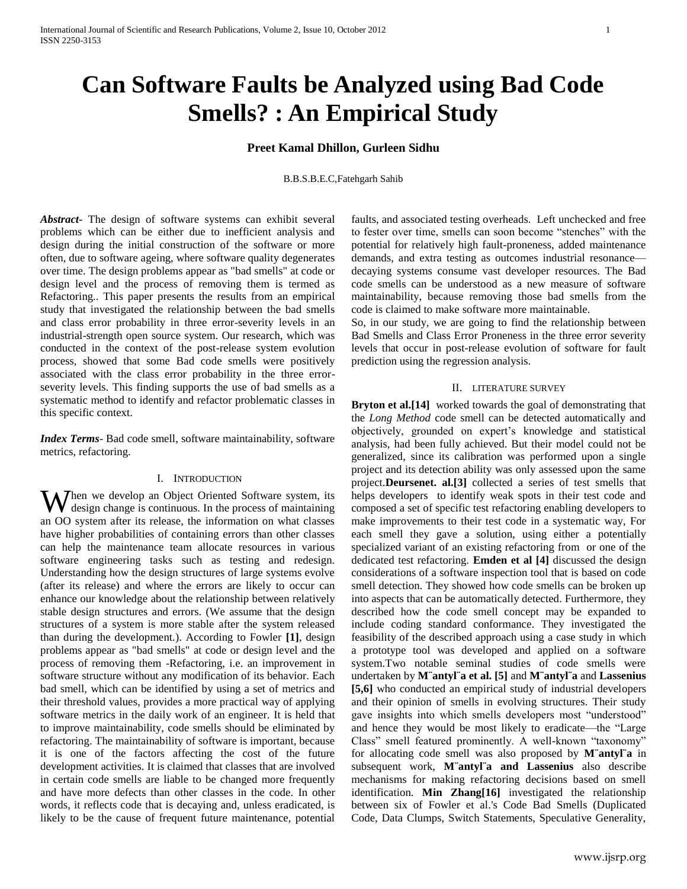# Can Software Faults be Analyzed using Bad Code Smells? : An Empirical Study

**Preet Kamal Dhillon, Gurleen Sidhu**

B.B.S.B.E.C,Fatehgarh Sahib

***Abstract***- The design of software systems can exhibit several problems which can be either due to inefficient analysis and design during the initial construction of the software or more often, due to software ageing, where software quality degenerates over time. The design problems appear as "bad smells" at code or design level and the process of removing them is termed as Refactoring.. This paper presents the results from an empirical study that investigated the relationship between the bad smells and class error probability in three error-severity levels in an industrial-strength open source system. Our research, which was conducted in the context of the post-release system evolution process, showed that some Bad code smells were positively associated with the class error probability in the three error-severity levels. This finding supports the use of bad smells as a systematic method to identify and refactor problematic classes in this specific context.

***Index Terms***- Bad code smell, software maintainability, software metrics, refactoring.

## I. Introduction

When we develop an Object Oriented Software system, its design change is continuous. In the process of maintaining an OO system after its release, the information on what classes have higher probabilities of containing errors than other classes can help the maintenance team allocate resources in various software engineering tasks such as testing and redesign. Understanding how the design structures of large systems evolve (after its release) and where the errors are likely to occur can enhance our knowledge about the relationship between relatively stable design structures and errors. (We assume that the design structures of a system is more stable after the system released than during the development.). According to Fowler **[1]**, design problems appear as "bad smells" at code or design level and the process of removing them -Refactoring, i.e. an improvement in software structure without any modification of its behavior. Each bad smell, which can be identified by using a set of metrics and their threshold values, provides a more practical way of applying software metrics in the daily work of an engineer. It is held that to improve maintainability, code smells should be eliminated by refactoring. The maintainability of software is important, because it is one of the factors affecting the cost of the future development activities. It is claimed that classes that are involved in certain code smells are liable to be changed more frequently and have more defects than other classes in the code. In other words, it reflects code that is decaying and, unless eradicated, is likely to be the cause of frequent future maintenance, potential faults, and associated testing overheads. Left unchecked and free to fester over time, smells can soon become "stenches" with the potential for relatively high fault-proneness, added maintenance demands, and extra testing as outcomes industrial resonance—decaying systems consume vast developer resources. The Bad code smells can be understood as a new measure of software maintainability, because removing those bad smells from the code is claimed to make software more maintainable.

So, in our study, we are going to find the relationship between Bad Smells and Class Error Proneness in the three error severity levels that occur in post-release evolution of software for fault prediction using the regression analysis.

## II. Literature Survey

**Bryton et al.[14]** worked towards the goal of demonstrating that the *Long Method* code smell can be detected automatically and objectively, grounded on expert's knowledge and statistical analysis, had been fully achieved. But their model could not be generalized, since its calibration was performed upon a single project and its detection ability was only assessed upon the same project.**Deursenet. al.[3]** collected a series of test smells that helps developers to identify weak spots in their test code and composed a set of specific test refactoring enabling developers to make improvements to their test code in a systematic way, For each smell they gave a solution, using either a potentially specialized variant of an existing refactoring from or one of the dedicated test refactoring. **Emden et al [4]** discussed the design considerations of a software inspection tool that is based on code smell detection. They showed how code smells can be broken up into aspects that can be automatically detected. Furthermore, they described how the code smell concept may be expanded to include coding standard conformance. They investigated the feasibility of the described approach using a case study in which a prototype tool was developed and applied on a software system.Two notable seminal studies of code smells were undertaken by **M¨antyl¨a et al. [5]** and **M¨antyl¨a** and **Lassenius [5,6]** who conducted an empirical study of industrial developers and their opinion of smells in evolving structures. Their study gave insights into which smells developers most "understood" and hence they would be most likely to eradicate—the "Large Class" smell featured prominently. A well-known "taxonomy" for allocating code smell was also proposed by **M¨antyl¨a** in subsequent work, **M¨antyl¨a and Lassenius** also describe mechanisms for making refactoring decisions based on smell identification. **Min Zhang[16]** investigated the relationship between six of Fowler et al.'s Code Bad Smells (Duplicated Code, Data Clumps, Switch Statements, Speculative Generality,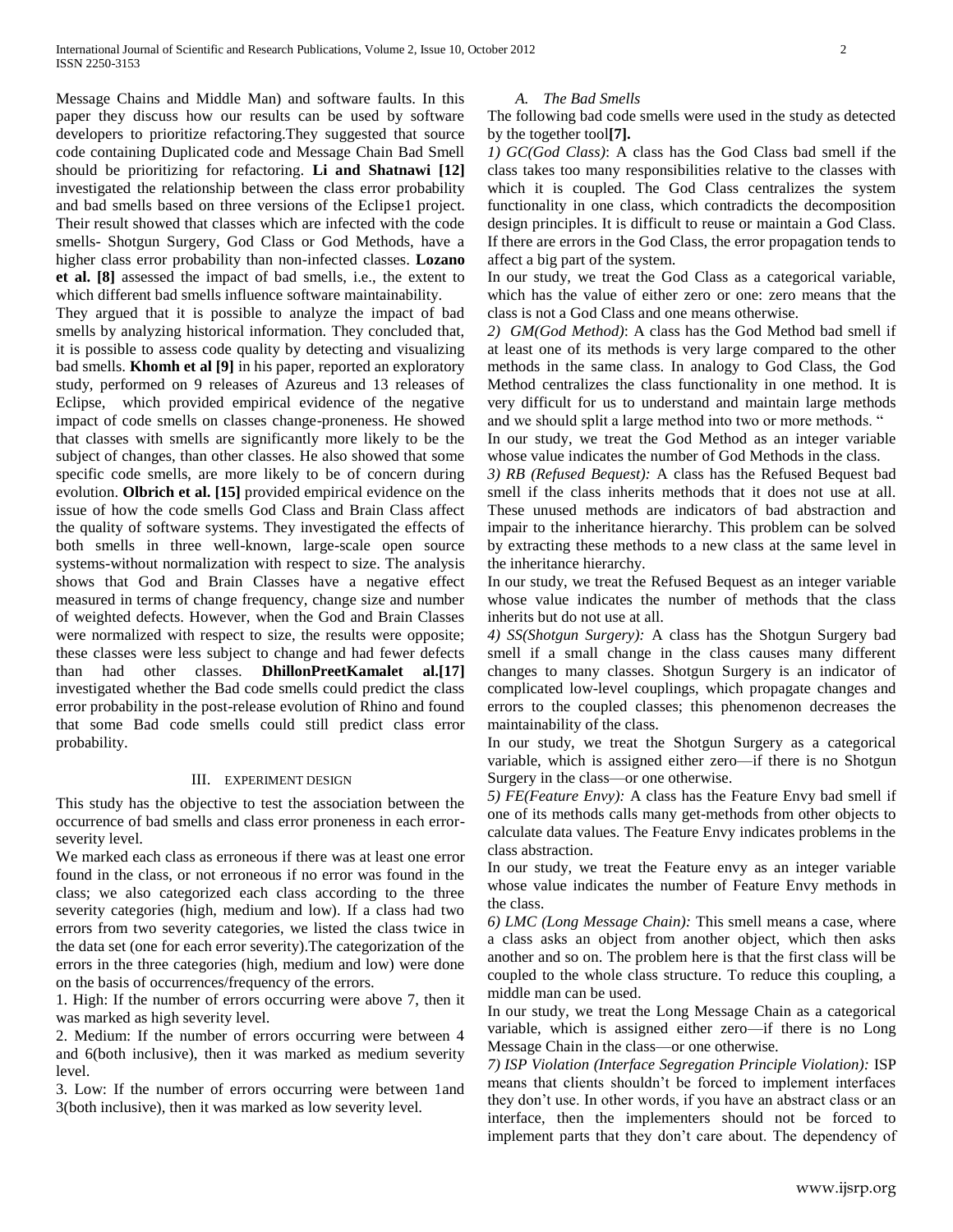Message Chains and Middle Man) and software faults. In this paper they discuss how our results can be used by software developers to prioritize refactoring.They suggested that source code containing Duplicated code and Message Chain Bad Smell should be prioritizing for refactoring. **Li and Shatnawi [12]** investigated the relationship between the class error probability and bad smells based on three versions of the Eclipse1 project. Their result showed that classes which are infected with the code smells- Shotgun Surgery, God Class or God Methods, have a higher class error probability than non-infected classes. **Lozano et al. [8]** assessed the impact of bad smells, i.e., the extent to which different bad smells influence software maintainability.

They argued that it is possible to analyze the impact of bad smells by analyzing historical information. They concluded that, it is possible to assess code quality by detecting and visualizing bad smells. **Khomh et al [9]** in his paper, reported an exploratory study, performed on 9 releases of Azureus and 13 releases of Eclipse, which provided empirical evidence of the negative impact of code smells on classes change-proneness. He showed that classes with smells are significantly more likely to be the subject of changes, than other classes. He also showed that some specific code smells, are more likely to be of concern during evolution. **Olbrich et al. [15]** provided empirical evidence on the issue of how the code smells God Class and Brain Class affect the quality of software systems. They investigated the effects of both smells in three well-known, large-scale open source systems-without normalization with respect to size. The analysis shows that God and Brain Classes have a negative effect measured in terms of change frequency, change size and number of weighted defects. However, when the God and Brain Classes were normalized with respect to size, the results were opposite; these classes were less subject to change and had fewer defects than had other classes. **DhillonPreetKamalet al.[17]** investigated whether the Bad code smells could predict the class error probability in the post-release evolution of Rhino and found that some Bad code smells could still predict class error probability.

## III. Experiment Design

This study has the objective to test the association between the occurrence of bad smells and class error proneness in each error-severity level.

We marked each class as erroneous if there was at least one error found in the class, or not erroneous if no error was found in the class; we also categorized each class according to the three severity categories (high, medium and low). If a class had two errors from two severity categories, we listed the class twice in the data set (one for each error severity).The categorization of the errors in the three categories (high, medium and low) were done on the basis of occurrences/frequency of the errors.

1. High: If the number of errors occurring were above 7, then it was marked as high severity level.

2. Medium: If the number of errors occurring were between 4 and 6(both inclusive), then it was marked as medium severity level.

3. Low: If the number of errors occurring were between 1and 3(both inclusive), then it was marked as low severity level.

### A. The Bad Smells

The following bad code smells were used in the study as detected by the together tool**[7].**

*1) GC(God Class)*: A class has the God Class bad smell if the class takes too many responsibilities relative to the classes with which it is coupled. The God Class centralizes the system functionality in one class, which contradicts the decomposition design principles. It is difficult to reuse or maintain a God Class. If there are errors in the God Class, the error propagation tends to affect a big part of the system.

In our study, we treat the God Class as a categorical variable, which has the value of either zero or one: zero means that the class is not a God Class and one means otherwise.

*2) GM(God Method)*: A class has the God Method bad smell if at least one of its methods is very large compared to the other methods in the same class. In analogy to God Class, the God Method centralizes the class functionality in one method. It is very difficult for us to understand and maintain large methods and we should split a large method into two or more methods. "

In our study, we treat the God Method as an integer variable whose value indicates the number of God Methods in the class.

*3) RB (Refused Bequest):* A class has the Refused Bequest bad smell if the class inherits methods that it does not use at all. These unused methods are indicators of bad abstraction and impair to the inheritance hierarchy. This problem can be solved by extracting these methods to a new class at the same level in the inheritance hierarchy.

In our study, we treat the Refused Bequest as an integer variable whose value indicates the number of methods that the class inherits but do not use at all.

*4) SS(Shotgun Surgery):* A class has the Shotgun Surgery bad smell if a small change in the class causes many different changes to many classes. Shotgun Surgery is an indicator of complicated low-level couplings, which propagate changes and errors to the coupled classes; this phenomenon decreases the maintainability of the class.

In our study, we treat the Shotgun Surgery as a categorical variable, which is assigned either zero—if there is no Shotgun Surgery in the class—or one otherwise.

*5) FE(Feature Envy):* A class has the Feature Envy bad smell if one of its methods calls many get-methods from other objects to calculate data values. The Feature Envy indicates problems in the class abstraction.

In our study, we treat the Feature envy as an integer variable whose value indicates the number of Feature Envy methods in the class.

*6) LMC (Long Message Chain):* This smell means a case, where a class asks an object from another object, which then asks another and so on. The problem here is that the first class will be coupled to the whole class structure. To reduce this coupling, a middle man can be used.

In our study, we treat the Long Message Chain as a categorical variable, which is assigned either zero—if there is no Long Message Chain in the class—or one otherwise.

*7) ISP Violation (Interface Segregation Principle Violation):* ISP means that clients shouldn't be forced to implement interfaces they don't use. In other words, if you have an abstract class or an interface, then the implementers should not be forced to implement parts that they don't care about. The dependency of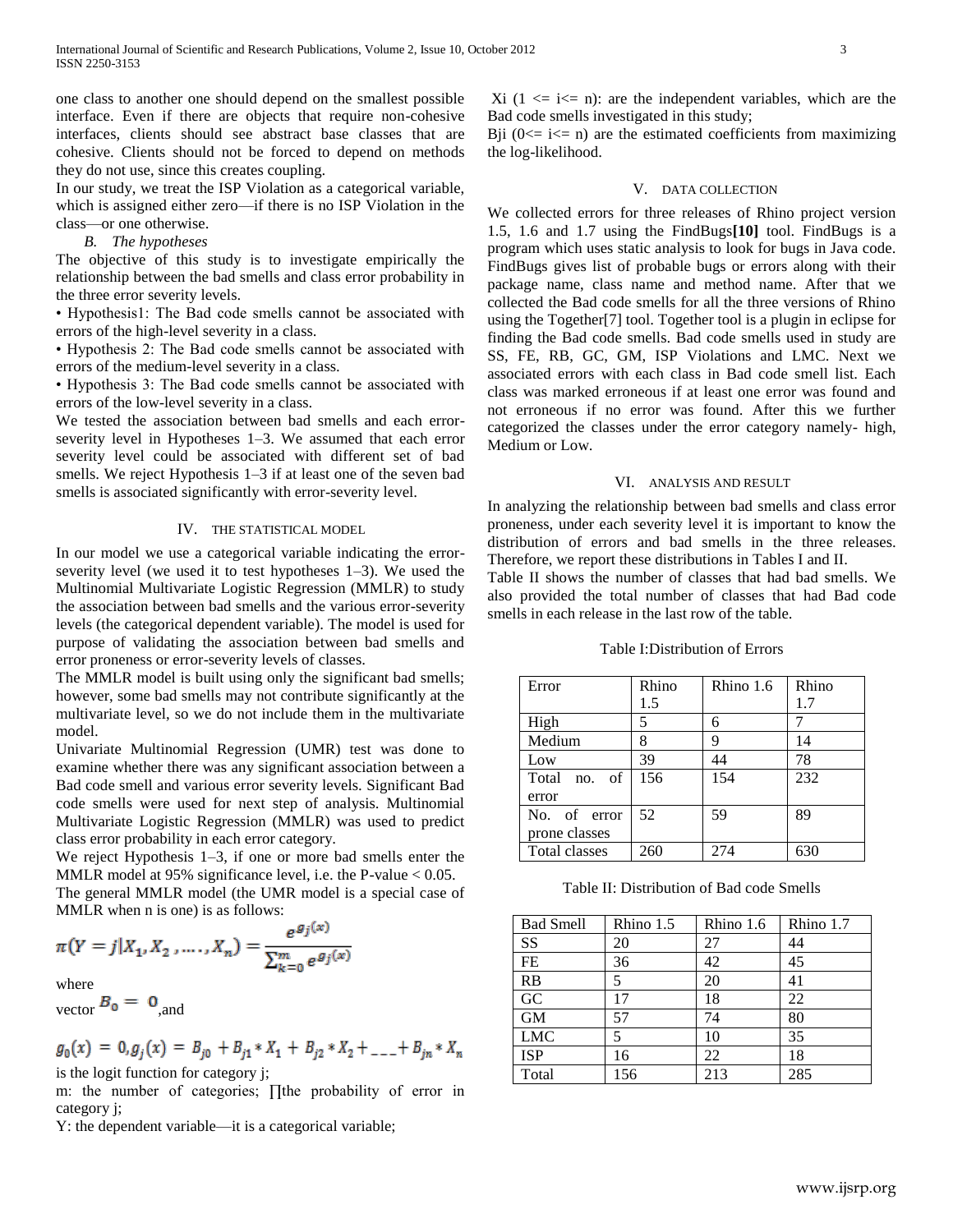one class to another one should depend on the smallest possible interface. Even if there are objects that require non-cohesive interfaces, clients should see abstract base classes that are cohesive. Clients should not be forced to depend on methods they do not use, since this creates coupling.

In our study, we treat the ISP Violation as a categorical variable, which is assigned either zero—if there is no ISP Violation in the class—or one otherwise.

### *B. The hypotheses*

The objective of this study is to investigate empirically the relationship between the bad smells and class error probability in the three error severity levels.

• Hypothesis1: The Bad code smells cannot be associated with errors of the high-level severity in a class.

• Hypothesis 2: The Bad code smells cannot be associated with errors of the medium-level severity in a class.

• Hypothesis 3: The Bad code smells cannot be associated with errors of the low-level severity in a class.

We tested the association between bad smells and each error-severity level in Hypotheses 1–3. We assumed that each error severity level could be associated with different set of bad smells. We reject Hypothesis 1–3 if at least one of the seven bad smells is associated significantly with error-severity level.

## IV. THE STATISTICAL MODEL

In our model we use a categorical variable indicating the error-severity level (we used it to test hypotheses 1–3). We used the Multinomial Multivariate Logistic Regression (MMLR) to study the association between bad smells and the various error-severity levels (the categorical dependent variable). The model is used for purpose of validating the association between bad smells and error proneness or error-severity levels of classes.

The MMLR model is built using only the significant bad smells; however, some bad smells may not contribute significantly at the multivariate level, so we do not include them in the multivariate model.

Univariate Multinomial Regression (UMR) test was done to examine whether there was any significant association between a Bad code smell and various error severity levels. Significant Bad code smells were used for next step of analysis. Multinomial Multivariate Logistic Regression (MMLR) was used to predict class error probability in each error category.

We reject Hypothesis 1–3, if one or more bad smells enter the MMLR model at 95% significance level, i.e. the P-value < 0.05.

The general MMLR model (the UMR model is a special case of MMLR when n is one) is as follows:

$$\pi(Y = j|X_1, X_2, \ldots, X_n) = \frac{e^{g_j(x)}}{\sum_{k=0}^{m} e^{g_j(x)}}$$

where

vector $B_0 = 0$, and

$$g_0(x) = 0, g_j(x) = B_{j0} + B_{j1} * X_1 + B_{j2} * X_2 + \_\_\_ + B_{jn} * X_n$$

is the logit function for category j;

m: the number of categories; ∏the probability of error in category j;

Y: the dependent variable—it is a categorical variable;

Xi (1 <= i<= n): are the independent variables, which are the Bad code smells investigated in this study;

Bji (0<= i<= n) are the estimated coefficients from maximizing the log-likelihood.

## V. DATA COLLECTION

We collected errors for three releases of Rhino project version 1.5, 1.6 and 1.7 using the FindBugs**[10]** tool. FindBugs is a program which uses static analysis to look for bugs in Java code. FindBugs gives list of probable bugs or errors along with their package name, class name and method name. After that we collected the Bad code smells for all the three versions of Rhino using the Together[7] tool. Together tool is a plugin in eclipse for finding the Bad code smells. Bad code smells used in study are SS, FE, RB, GC, GM, ISP Violations and LMC. Next we associated errors with each class in Bad code smell list. Each class was marked erroneous if at least one error was found and not erroneous if no error was found. After this we further categorized the classes under the error category namely- high, Medium or Low.

## VI. ANALYSIS AND RESULT

In analyzing the relationship between bad smells and class error proneness, under each severity level it is important to know the distribution of errors and bad smells in the three releases. Therefore, we report these distributions in Tables I and II.

Table II shows the number of classes that had bad smells. We also provided the total number of classes that had Bad code smells in each release in the last row of the table.

Table I:Distribution of Errors

| Error | Rhino 1.5 | Rhino 1.6 | Rhino 1.7 |
|---|---|---|---|
| High | 5 | 6 | 7 |
| Medium | 8 | 9 | 14 |
| Low | 39 | 44 | 78 |
| Total no. of error | 156 | 154 | 232 |
| No. of error prone classes | 52 | 59 | 89 |
| Total classes | 260 | 274 | 630 |

Table II: Distribution of Bad code Smells

| Bad Smell | Rhino 1.5 | Rhino 1.6 | Rhino 1.7 |
|---|---|---|---|
| SS | 20 | 27 | 44 |
| FE | 36 | 42 | 45 |
| RB | 5 | 20 | 41 |
| GC | 17 | 18 | 22 |
| GM | 57 | 74 | 80 |
| LMC | 5 | 10 | 35 |
| ISP | 16 | 22 | 18 |
| Total | 156 | 213 | 285 |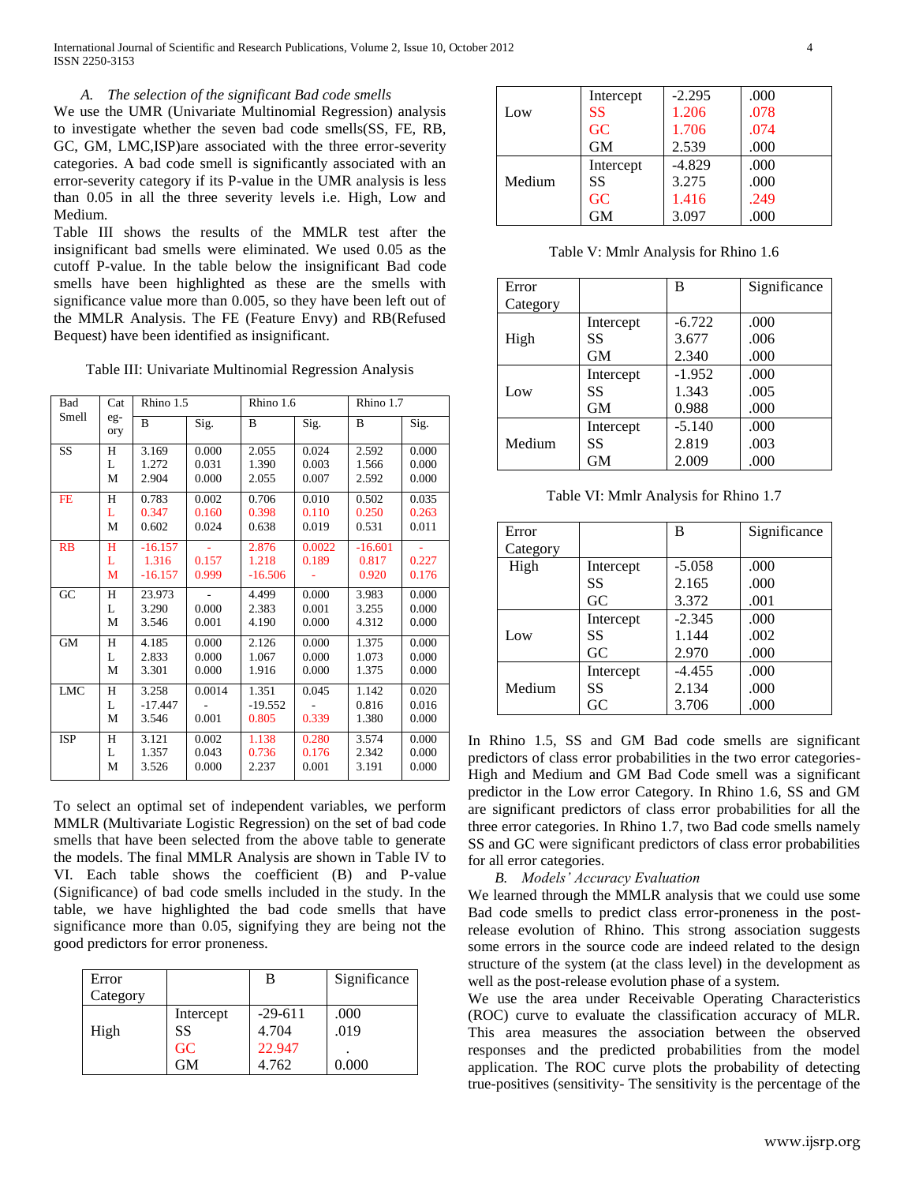### *A. The selection of the significant Bad code smells*

We use the UMR (Univariate Multinomial Regression) analysis to investigate whether the seven bad code smells(SS, FE, RB, GC, GM, LMC,ISP)are associated with the three error-severity categories. A bad code smell is significantly associated with an error-severity category if its P-value in the UMR analysis is less than 0.05 in all the three severity levels i.e. High, Low and Medium.

Table III shows the results of the MMLR test after the insignificant bad smells were eliminated. We used 0.05 as the cutoff P-value. In the table below the insignificant Bad code smells have been highlighted as these are the smells with significance value more than 0.005, so they have been left out of the MMLR Analysis. The FE (Feature Envy) and RB(Refused Bequest) have been identified as insignificant.

Table III: Univariate Multinomial Regression Analysis

| Bad Smell | Category | Rhino 1.5 B | Rhino 1.5 Sig. | Rhino 1.6 B | Rhino 1.6 Sig. | Rhino 1.7 B | Rhino 1.7 Sig. |
|---|---|---|---|---|---|---|---|
| SS | H | 3.169 | 0.000 | 2.055 | 0.024 | 2.592 | 0.000 |
| | L | 1.272 | 0.031 | 1.390 | 0.003 | 1.566 | 0.000 |
| | M | 2.904 | 0.000 | 2.055 | 0.007 | 2.592 | 0.000 |
| FE | H | 0.783 | 0.002 | 0.706 | 0.010 | 0.502 | 0.035 |
| | L | 0.347 | 0.160 | 0.398 | 0.110 | 0.250 | 0.263 |
| | M | 0.602 | 0.024 | 0.638 | 0.019 | 0.531 | 0.011 |
| RB | H | -16.157 | - | 2.876 | 0.0022 | -16.601 | - |
| | L | 1.316 | 0.157 | 1.218 | 0.189 | 0.817 | 0.227 |
| | M | -16.157 | 0.999 | -16.506 | - | 0.920 | 0.176 |
| GC | H | 23.973 | - | 4.499 | 0.000 | 3.983 | 0.000 |
| | L | 3.290 | 0.000 | 2.383 | 0.001 | 3.255 | 0.000 |
| | M | 3.546 | 0.001 | 4.190 | 0.000 | 4.312 | 0.000 |
| GM | H | 4.185 | 0.000 | 2.126 | 0.000 | 1.375 | 0.000 |
| | L | 2.833 | 0.000 | 1.067 | 0.000 | 1.073 | 0.000 |
| | M | 3.301 | 0.000 | 1.916 | 0.000 | 1.375 | 0.000 |
| LMC | H | 3.258 | 0.0014 | 1.351 | 0.045 | 1.142 | 0.020 |
| | L | -17.447 | - | -19.552 | - | 0.816 | 0.016 |
| | M | 3.546 | 0.001 | 0.805 | 0.339 | 1.380 | 0.000 |
| ISP | H | 3.121 | 0.002 | 1.138 | 0.280 | 3.574 | 0.000 |
| | L | 1.357 | 0.043 | 0.736 | 0.176 | 2.342 | 0.000 |
| | M | 3.526 | 0.000 | 2.237 | 0.001 | 3.191 | 0.000 |

To select an optimal set of independent variables, we perform MMLR (Multivariate Logistic Regression) on the set of bad code smells that have been selected from the above table to generate the models. The final MMLR Analysis are shown in Table IV to VI. Each table shows the coefficient (B) and P-value (Significance) of bad code smells included in the study. In the table, we have highlighted the bad code smells that have significance more than 0.05, signifying they are being not the good predictors for error proneness.

| Error Category | | B | Significance |
|---|---|---|---|
| High | Intercept | -29-611 | .000 |
| | SS | 4.704 | .019 |
| | GC | 22.947 | . |
| | GM | 4.762 | 0.000 |
| Low | Intercept | -2.295 | .000 |
| | SS | 1.206 | .078 |
| | GC | 1.706 | .074 |
| | GM | 2.539 | .000 |
| Medium | Intercept | -4.829 | .000 |
| | SS | 3.275 | .000 |
| | GC | 1.416 | .249 |
| | GM | 3.097 | .000 |

Table V: Mmlr Analysis for Rhino 1.6

| Error Category | | B | Significance |
|---|---|---|---|
| High | Intercept | -6.722 | .000 |
| | SS | 3.677 | .006 |
| | GM | 2.340 | .000 |
| Low | Intercept | -1.952 | .000 |
| | SS | 1.343 | .005 |
| | GM | 0.988 | .000 |
| Medium | Intercept | -5.140 | .000 |
| | SS | 2.819 | .003 |
| | GM | 2.009 | .000 |

Table VI: Mmlr Analysis for Rhino 1.7

| Error Category | | B | Significance |
|---|---|---|---|
| High | Intercept | -5.058 | .000 |
| | SS | 2.165 | .000 |
| | GC | 3.372 | .001 |
| Low | Intercept | -2.345 | .000 |
| | SS | 1.144 | .002 |
| | GC | 2.970 | .000 |
| Medium | Intercept | -4.455 | .000 |
| | SS | 2.134 | .000 |
| | GC | 3.706 | .000 |

In Rhino 1.5, SS and GM Bad code smells are significant predictors of class error probabilities in the two error categories-High and Medium and GM Bad Code smell was a significant predictor in the Low error Category. In Rhino 1.6, SS and GM are significant predictors of class error probabilities for all the three error categories. In Rhino 1.7, two Bad code smells namely SS and GC were significant predictors of class error probabilities for all error categories.

### *B. Models' Accuracy Evaluation*

We learned through the MMLR analysis that we could use some Bad code smells to predict class error-proneness in the post-release evolution of Rhino. This strong association suggests some errors in the source code are indeed related to the design structure of the system (at the class level) in the development as well as the post-release evolution phase of a system.

We use the area under Receivable Operating Characteristics (ROC) curve to evaluate the classification accuracy of MLR. This area measures the association between the observed responses and the predicted probabilities from the model application. The ROC curve plots the probability of detecting true-positives (sensitivity- The sensitivity is the percentage of the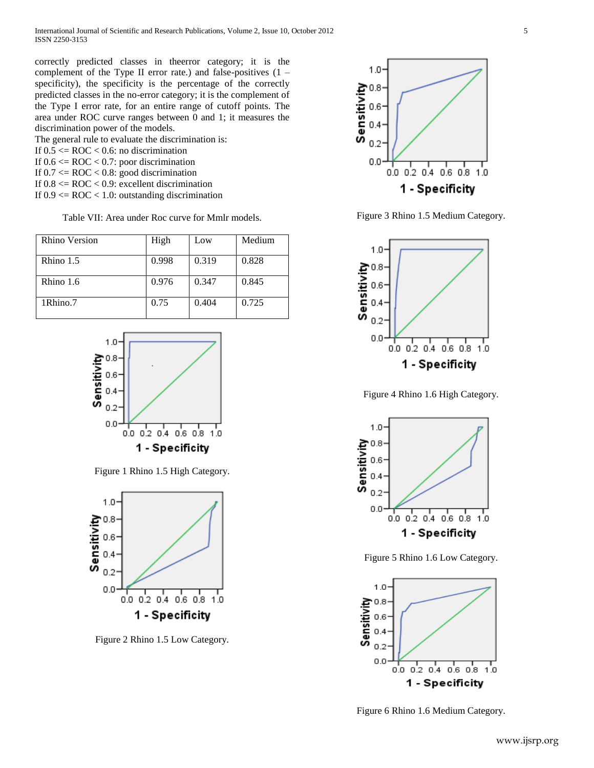correctly predicted classes in theerror category; it is the complement of the Type II error rate.) and false-positives (1 – specificity), the specificity is the percentage of the correctly predicted classes in the no-error category; it is the complement of the Type I error rate, for an entire range of cutoff points. The area under ROC curve ranges between 0 and 1; it measures the discrimination power of the models.

The general rule to evaluate the discrimination is:

If 0.5 <= ROC < 0.6: no discrimination
If 0.6 <= ROC < 0.7: poor discrimination
If 0.7 <= ROC < 0.8: good discrimination
If 0.8 <= ROC < 0.9: excellent discrimination
If 0.9 <= ROC < 1.0: outstanding discrimination

Table VII: Area under Roc curve for Mmlr models.

| Rhino Version | High | Low | Medium |
| --- | --- | --- | --- |
| Rhino 1.5 | 0.998 | 0.319 | 0.828 |
| Rhino 1.6 | 0.976 | 0.347 | 0.845 |
| 1Rhino.7 | 0.75 | 0.404 | 0.725 |

Figure 1 Rhino 1.5 High Category.

Figure 2 Rhino 1.5 Low Category.

Figure 3 Rhino 1.5 Medium Category.

Figure 4 Rhino 1.6 High Category.

Figure 5 Rhino 1.6 Low Category.

Figure 6 Rhino 1.6 Medium Category.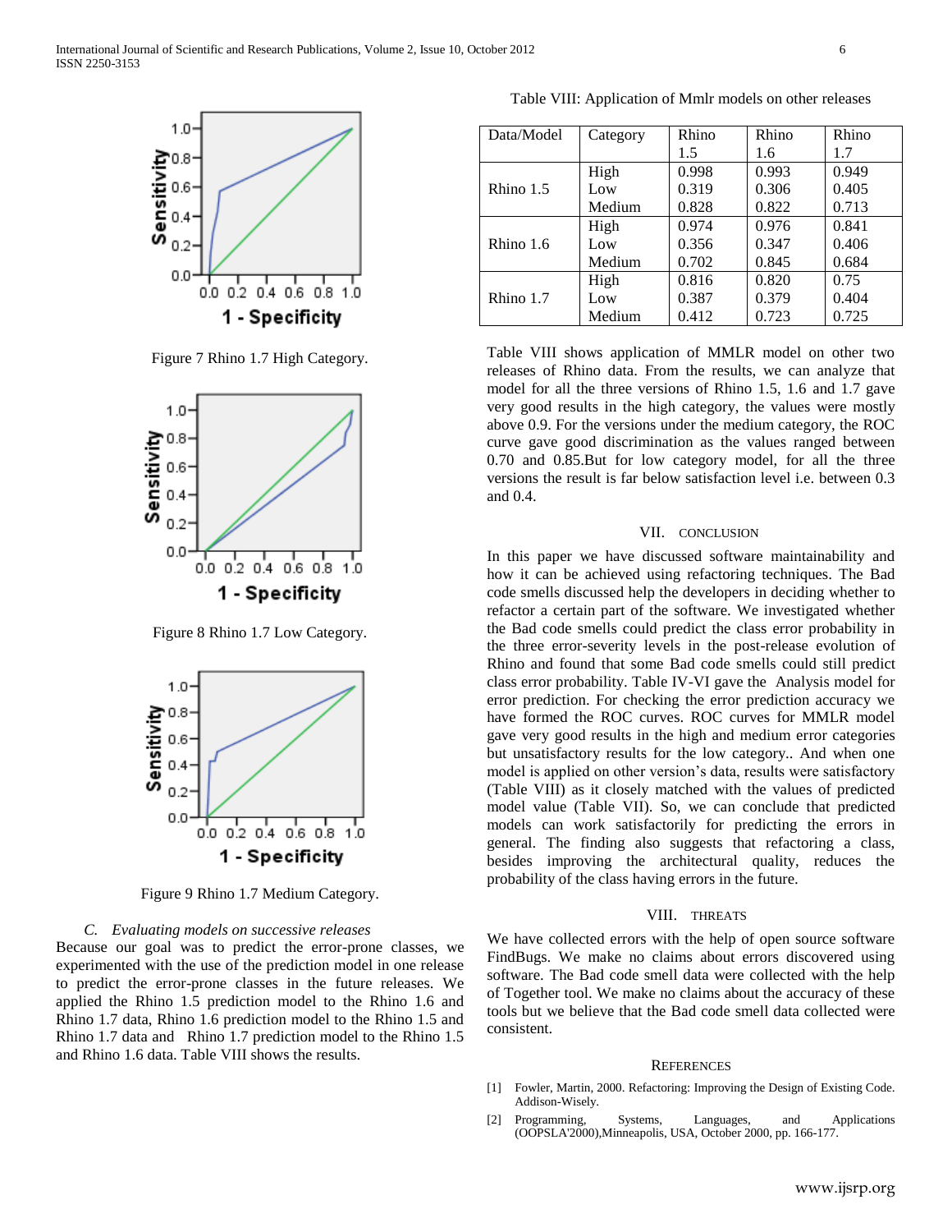Figure 7 Rhino 1.7 High Category.

Figure 8 Rhino 1.7 Low Category.

Figure 9 Rhino 1.7 Medium Category.

### C. *Evaluating models on successive releases*

Because our goal was to predict the error-prone classes, we experimented with the use of the prediction model in one release to predict the error-prone classes in the future releases. We applied the Rhino 1.5 prediction model to the Rhino 1.6 and Rhino 1.7 data, Rhino 1.6 prediction model to the Rhino 1.5 and Rhino 1.7 data and Rhino 1.7 prediction model to the Rhino 1.5 and Rhino 1.6 data. Table VIII shows the results.

Table VIII: Application of Mmlr models on other releases

| Data/Model | Category | Rhino 1.5 | Rhino 1.6 | Rhino 1.7 |
|---|---|---|---|---|
| Rhino 1.5 | High | 0.998 | 0.993 | 0.949 |
| | Low | 0.319 | 0.306 | 0.405 |
| | Medium | 0.828 | 0.822 | 0.713 |
| Rhino 1.6 | High | 0.974 | 0.976 | 0.841 |
| | Low | 0.356 | 0.347 | 0.406 |
| | Medium | 0.702 | 0.845 | 0.684 |
| Rhino 1.7 | High | 0.816 | 0.820 | 0.75 |
| | Low | 0.387 | 0.379 | 0.404 |
| | Medium | 0.412 | 0.723 | 0.725 |

Table VIII shows application of MMLR model on other two releases of Rhino data. From the results, we can analyze that model for all the three versions of Rhino 1.5, 1.6 and 1.7 gave very good results in the high category, the values were mostly above 0.9. For the versions under the medium category, the ROC curve gave good discrimination as the values ranged between 0.70 and 0.85.But for low category model, for all the three versions the result is far below satisfaction level i.e. between 0.3 and 0.4.

## VII. CONCLUSION

In this paper we have discussed software maintainability and how it can be achieved using refactoring techniques. The Bad code smells discussed help the developers in deciding whether to refactor a certain part of the software. We investigated whether the Bad code smells could predict the class error probability in the three error-severity levels in the post-release evolution of Rhino and found that some Bad code smells could still predict class error probability. Table IV-VI gave the Analysis model for error prediction. For checking the error prediction accuracy we have formed the ROC curves. ROC curves for MMLR model gave very good results in the high and medium error categories but unsatisfactory results for the low category.. And when one model is applied on other version's data, results were satisfactory (Table VIII) as it closely matched with the values of predicted model value (Table VII). So, we can conclude that predicted models can work satisfactorily for predicting the errors in general. The finding also suggests that refactoring a class, besides improving the architectural quality, reduces the probability of the class having errors in the future.

## VIII. THREATS

We have collected errors with the help of open source software FindBugs. We make no claims about errors discovered using software. The Bad code smell data were collected with the help of Together tool. We make no claims about the accuracy of these tools but we believe that the Bad code smell data collected were consistent.

## REFERENCES

[1] Fowler, Martin, 2000. Refactoring: Improving the Design of Existing Code. Addison-Wisely.

[2] Programming, Systems, Languages, and Applications (OOPSLA'2000),Minneapolis, USA, October 2000, pp. 166-177.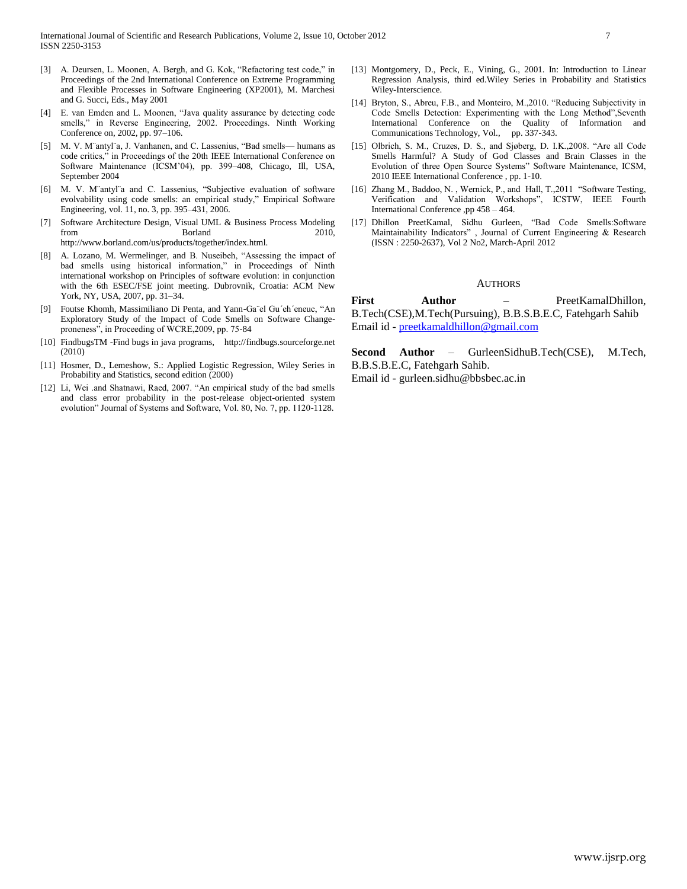[3] A. Deursen, L. Moonen, A. Bergh, and G. Kok, "Refactoring test code," in Proceedings of the 2nd International Conference on Extreme Programming and Flexible Processes in Software Engineering (XP2001), M. Marchesi and G. Succi, Eds., May 2001

[4] E. van Emden and L. Moonen, "Java quality assurance by detecting code smells," in Reverse Engineering, 2002. Proceedings. Ninth Working Conference on, 2002, pp. 97–106.

[5] M. V. M¨antyl¨a, J. Vanhanen, and C. Lassenius, "Bad smells— humans as code critics," in Proceedings of the 20th IEEE International Conference on Software Maintenance (ICSM'04), pp. 399–408, Chicago, Ill, USA, September 2004

[6] M. V. M¨antyl¨a and C. Lassenius, "Subjective evaluation of software evolvability using code smells: an empirical study," Empirical Software Engineering, vol. 11, no. 3, pp. 395–431, 2006.

[7] Software Architecture Design, Visual UML & Business Process Modeling from Borland 2010, http://www.borland.com/us/products/together/index.html.

[8] A. Lozano, M. Wermelinger, and B. Nuseibeh, "Assessing the impact of bad smells using historical information," in Proceedings of Ninth international workshop on Principles of software evolution: in conjunction with the 6th ESEC/FSE joint meeting. Dubrovnik, Croatia: ACM New York, NY, USA, 2007, pp. 31–34.

[9] Foutse Khomh, Massimiliano Di Penta, and Yann-Ga¨el Gu´eh´eneuc, "An Exploratory Study of the Impact of Code Smells on Software Change-proneness", in Proceeding of WCRE,2009, pp. 75-84

[10] FindbugsTM -Find bugs in java programs, http://findbugs.sourceforge.net (2010)

[11] Hosmer, D., Lemeshow, S.: Applied Logistic Regression, Wiley Series in Probability and Statistics, second edition (2000)

[12] Li, Wei .and Shatnawi, Raed, 2007. "An empirical study of the bad smells and class error probability in the post-release object-oriented system evolution" Journal of Systems and Software, Vol. 80, No. 7, pp. 1120-1128.

[13] Montgomery, D., Peck, E., Vining, G., 2001. In: Introduction to Linear Regression Analysis, third ed.Wiley Series in Probability and Statistics Wiley-Interscience.

[14] Bryton, S., Abreu, F.B., and Monteiro, M.,2010. "Reducing Subjectivity in Code Smells Detection: Experimenting with the Long Method",Seventh International Conference on the Quality of Information and Communications Technology, Vol., pp. 337-343.

[15] Olbrich, S. M., Cruzes, D. S., and Sjøberg, D. I.K.,2008. "Are all Code Smells Harmful? A Study of God Classes and Brain Classes in the Evolution of three Open Source Systems" Software Maintenance, ICSM, 2010 IEEE International Conference , pp. 1-10.

[16] Zhang M., Baddoo, N. , Wernick, P., and Hall, T.,2011 "Software Testing, Verification and Validation Workshops", ICSTW, IEEE Fourth International Conference ,pp 458 – 464.

[17] Dhillon PreetKamal, Sidhu Gurleen, "Bad Code Smells:Software Maintainability Indicators" , Journal of Current Engineering & Research (ISSN : 2250-2637), Vol 2 No2, March-April 2012

## Authors

**First Author** – PreetKamalDhillon, B.Tech(CSE),M.Tech(Pursuing), B.B.S.B.E.C, Fatehgarh Sahib
Email id - preetkamaldhillon@gmail.com

**Second Author** – GurleenSidhuB.Tech(CSE), M.Tech, B.B.S.B.E.C, Fatehgarh Sahib.
Email id - gurleen.sidhu@bbsbec.ac.in